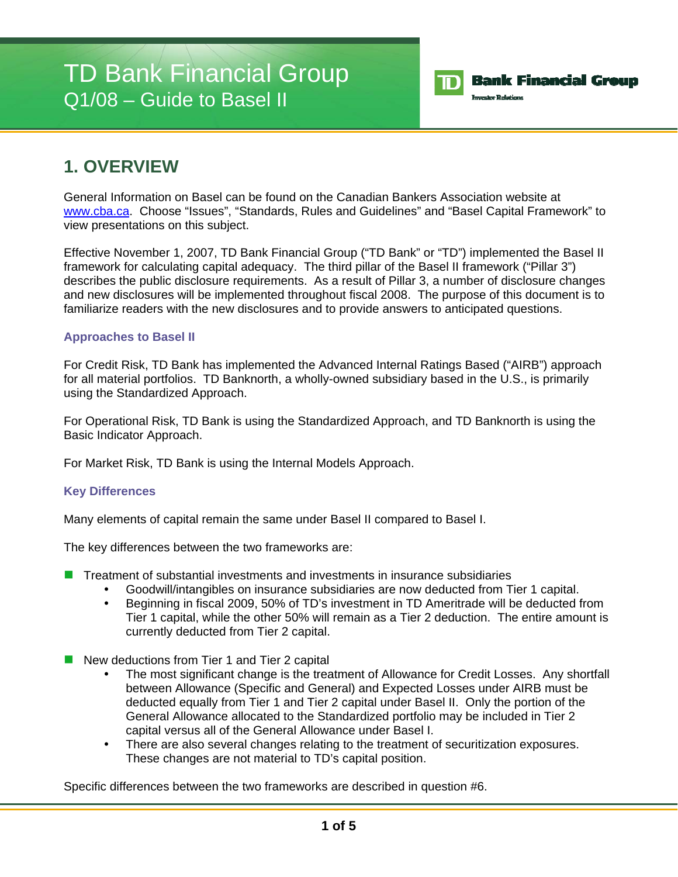# TD Bank Financial Group
## Q1/08 – Guide to Basel II

## 1. OVERVIEW

General Information on Basel can be found on the Canadian Bankers Association website at www.cba.ca. Choose "Issues", "Standards, Rules and Guidelines" and "Basel Capital Framework" to view presentations on this subject.

Effective November 1, 2007, TD Bank Financial Group ("TD Bank" or "TD") implemented the Basel II framework for calculating capital adequacy. The third pillar of the Basel II framework ("Pillar 3") describes the public disclosure requirements. As a result of Pillar 3, a number of disclosure changes and new disclosures will be implemented throughout fiscal 2008. The purpose of this document is to familiarize readers with the new disclosures and to provide answers to anticipated questions.

### Approaches to Basel II

For Credit Risk, TD Bank has implemented the Advanced Internal Ratings Based ("AIRB") approach for all material portfolios. TD Banknorth, a wholly-owned subsidiary based in the U.S., is primarily using the Standardized Approach.

For Operational Risk, TD Bank is using the Standardized Approach, and TD Banknorth is using the Basic Indicator Approach.

For Market Risk, TD Bank is using the Internal Models Approach.

### Key Differences

Many elements of capital remain the same under Basel II compared to Basel I.

The key differences between the two frameworks are:

- Treatment of substantial investments and investments in insurance subsidiaries
  - Goodwill/intangibles on insurance subsidiaries are now deducted from Tier 1 capital.
  - Beginning in fiscal 2009, 50% of TD's investment in TD Ameritrade will be deducted from Tier 1 capital, while the other 50% will remain as a Tier 2 deduction. The entire amount is currently deducted from Tier 2 capital.

- New deductions from Tier 1 and Tier 2 capital
  - The most significant change is the treatment of Allowance for Credit Losses. Any shortfall between Allowance (Specific and General) and Expected Losses under AIRB must be deducted equally from Tier 1 and Tier 2 capital under Basel II. Only the portion of the General Allowance allocated to the Standardized portfolio may be included in Tier 2 capital versus all of the General Allowance under Basel I.
  - There are also several changes relating to the treatment of securitization exposures. These changes are not material to TD's capital position.

Specific differences between the two frameworks are described in question #6.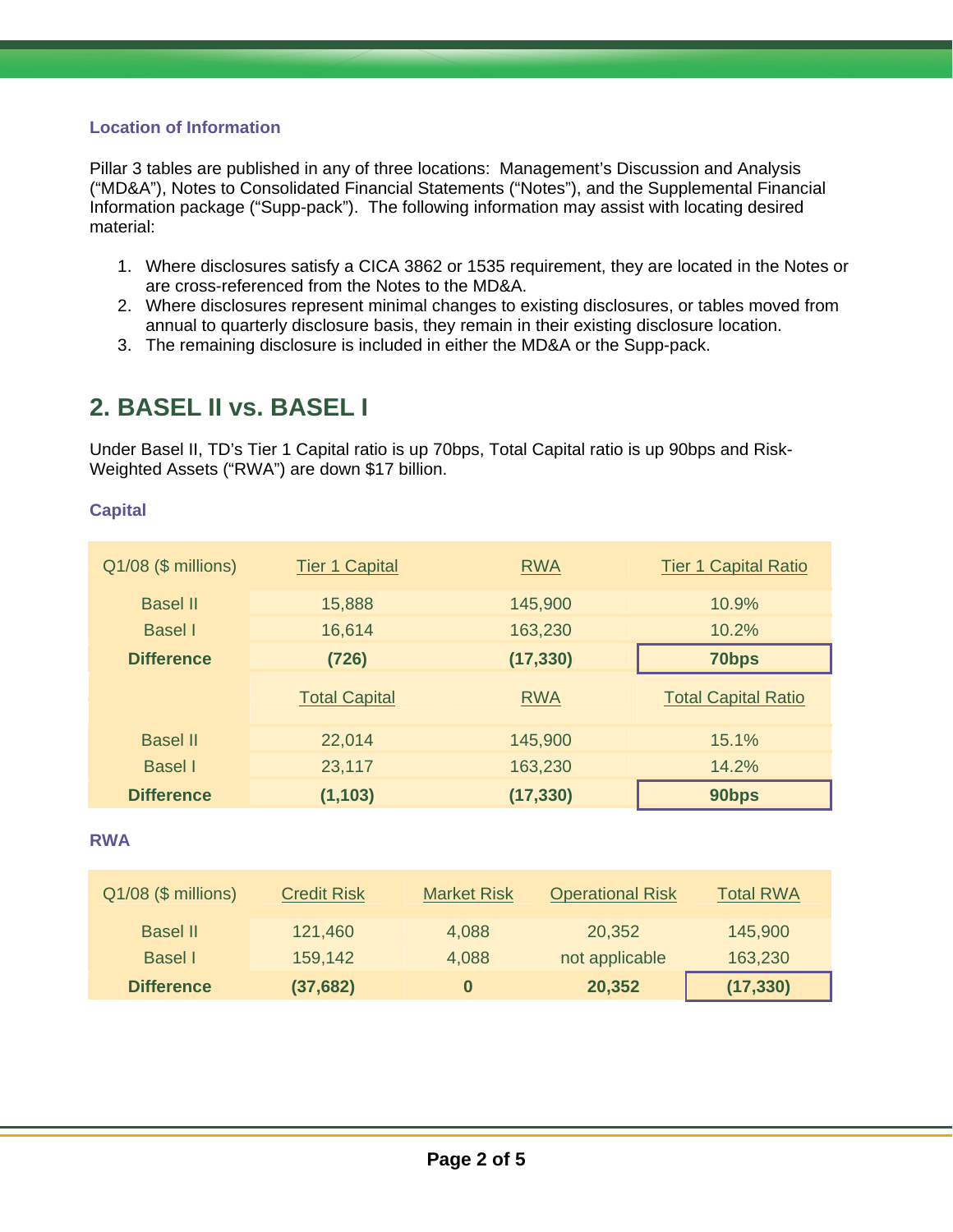### Location of Information

Pillar 3 tables are published in any of three locations: Management's Discussion and Analysis ("MD&A"), Notes to Consolidated Financial Statements ("Notes"), and the Supplemental Financial Information package ("Supp-pack"). The following information may assist with locating desired material:

1. Where disclosures satisfy a CICA 3862 or 1535 requirement, they are located in the Notes or are cross-referenced from the Notes to the MD&A.
2. Where disclosures represent minimal changes to existing disclosures, or tables moved from annual to quarterly disclosure basis, they remain in their existing disclosure location.
3. The remaining disclosure is included in either the MD&A or the Supp-pack.

## 2. BASEL II vs. BASEL I

Under Basel II, TD's Tier 1 Capital ratio is up 70bps, Total Capital ratio is up 90bps and Risk-Weighted Assets ("RWA") are down $17 billion.

### Capital

| Q1/08 ($ millions) | Tier 1 Capital | RWA | Tier 1 Capital Ratio |
|---|---|---|---|
| Basel II | 15,888 | 145,900 | 10.9% |
| Basel I | 16,614 | 163,230 | 10.2% |
| **Difference** | **(726)** | **(17,330)** | **70bps** |
| | Total Capital | RWA | Total Capital Ratio |
| Basel II | 22,014 | 145,900 | 15.1% |
| Basel I | 23,117 | 163,230 | 14.2% |
| **Difference** | **(1,103)** | **(17,330)** | **90bps** |

### RWA

| Q1/08 ($ millions) | Credit Risk | Market Risk | Operational Risk | Total RWA |
|---|---|---|---|---|
| Basel II | 121,460 | 4,088 | 20,352 | 145,900 |
| Basel I | 159,142 | 4,088 | not applicable | 163,230 |
| **Difference** | **(37,682)** | **0** | **20,352** | **(17,330)** |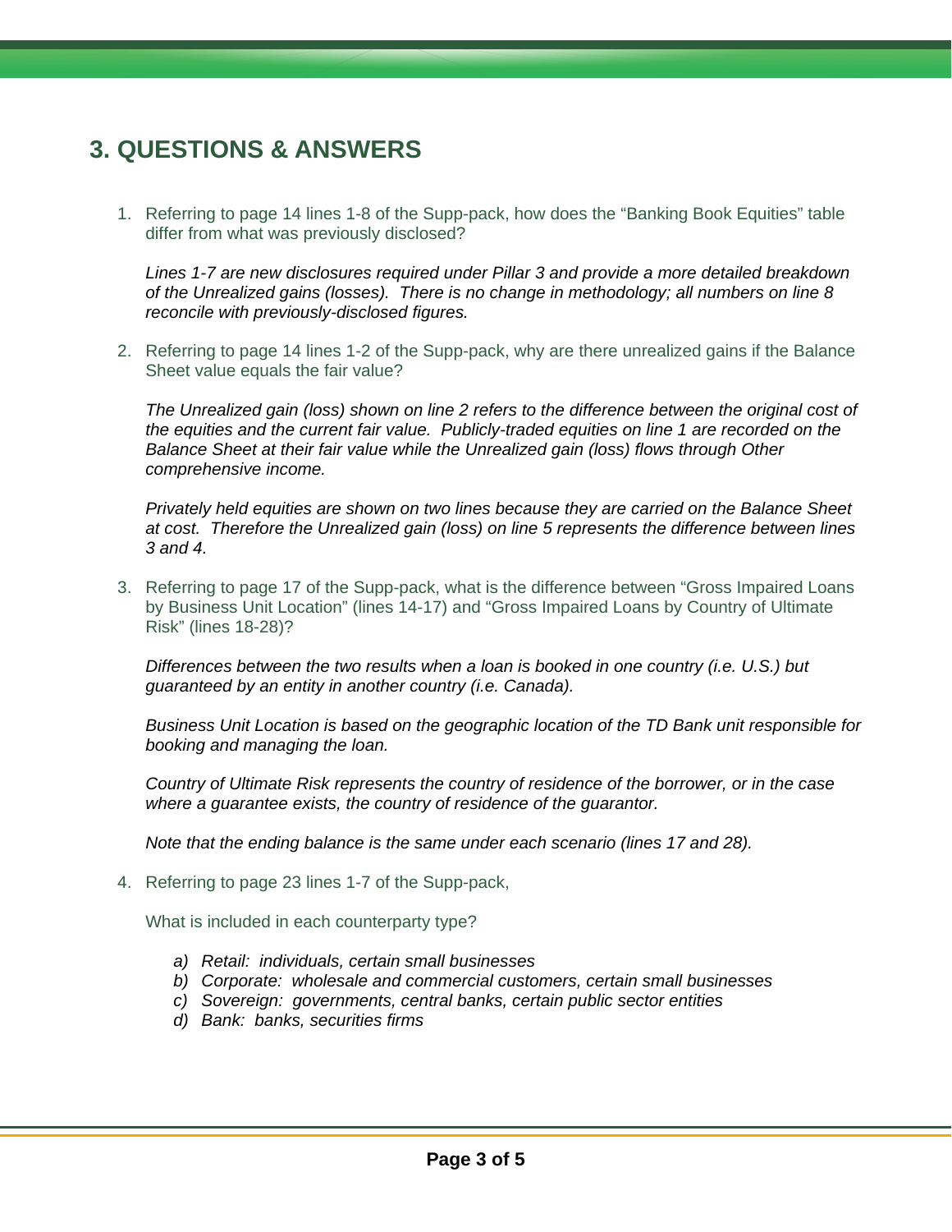## 3. QUESTIONS & ANSWERS

1. Referring to page 14 lines 1-8 of the Supp-pack, how does the "Banking Book Equities" table differ from what was previously disclosed?

   *Lines 1-7 are new disclosures required under Pillar 3 and provide a more detailed breakdown of the Unrealized gains (losses). There is no change in methodology; all numbers on line 8 reconcile with previously-disclosed figures.*

2. Referring to page 14 lines 1-2 of the Supp-pack, why are there unrealized gains if the Balance Sheet value equals the fair value?

   *The Unrealized gain (loss) shown on line 2 refers to the difference between the original cost of the equities and the current fair value. Publicly-traded equities on line 1 are recorded on the Balance Sheet at their fair value while the Unrealized gain (loss) flows through Other comprehensive income.*

   *Privately held equities are shown on two lines because they are carried on the Balance Sheet at cost. Therefore the Unrealized gain (loss) on line 5 represents the difference between lines 3 and 4.*

3. Referring to page 17 of the Supp-pack, what is the difference between "Gross Impaired Loans by Business Unit Location" (lines 14-17) and "Gross Impaired Loans by Country of Ultimate Risk" (lines 18-28)?

   *Differences between the two results when a loan is booked in one country (i.e. U.S.) but guaranteed by an entity in another country (i.e. Canada).*

   *Business Unit Location is based on the geographic location of the TD Bank unit responsible for booking and managing the loan.*

   *Country of Ultimate Risk represents the country of residence of the borrower, or in the case where a guarantee exists, the country of residence of the guarantor.*

   *Note that the ending balance is the same under each scenario (lines 17 and 28).*

4. Referring to page 23 lines 1-7 of the Supp-pack,

   What is included in each counterparty type?

   a) *Retail: individuals, certain small businesses*
   b) *Corporate: wholesale and commercial customers, certain small businesses*
   c) *Sovereign: governments, central banks, certain public sector entities*
   d) *Bank: banks, securities firms*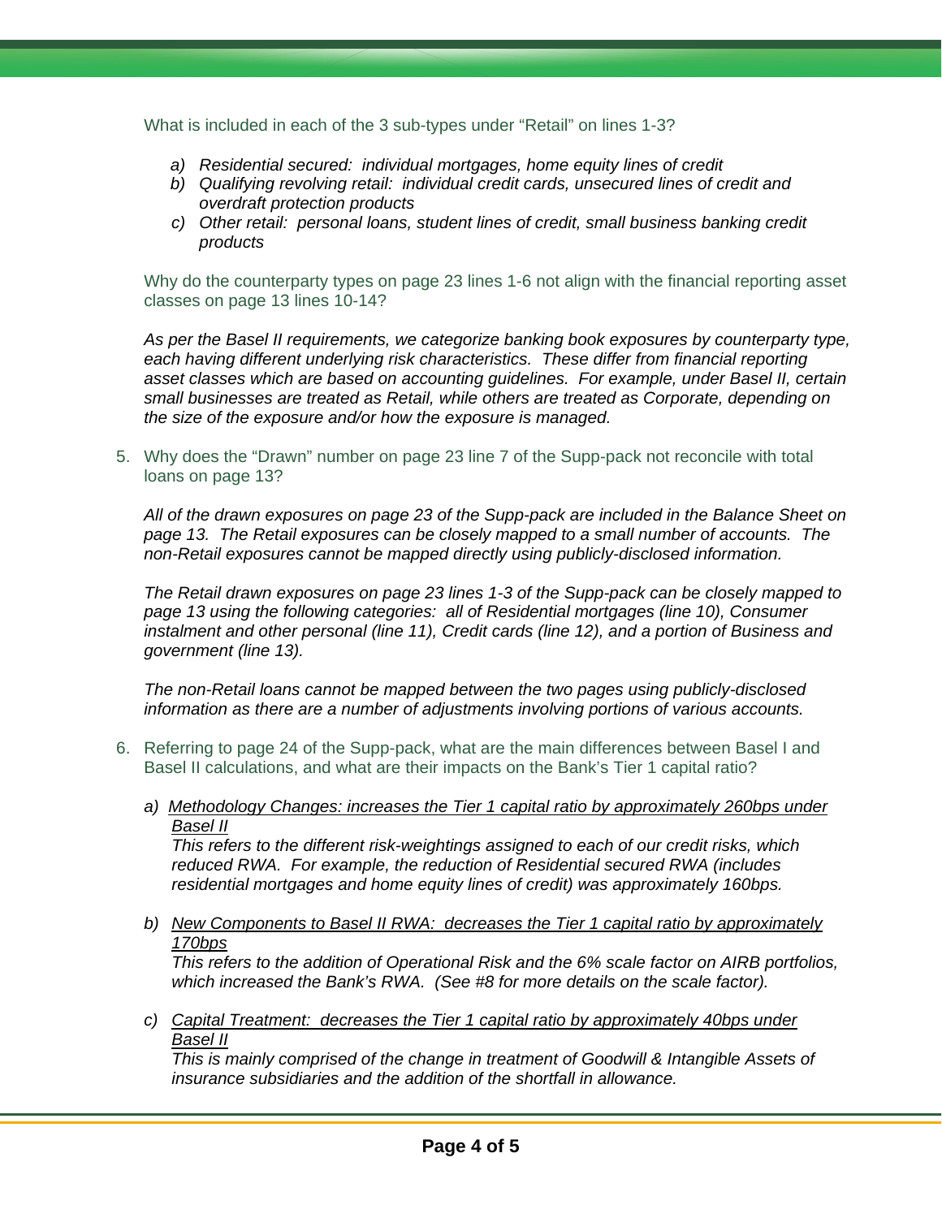What is included in each of the 3 sub-types under "Retail" on lines 1-3?

a) *Residential secured: individual mortgages, home equity lines of credit*
b) *Qualifying revolving retail: individual credit cards, unsecured lines of credit and overdraft protection products*
c) *Other retail: personal loans, student lines of credit, small business banking credit products*

Why do the counterparty types on page 23 lines 1-6 not align with the financial reporting asset classes on page 13 lines 10-14?

*As per the Basel II requirements, we categorize banking book exposures by counterparty type, each having different underlying risk characteristics. These differ from financial reporting asset classes which are based on accounting guidelines. For example, under Basel II, certain small businesses are treated as Retail, while others are treated as Corporate, depending on the size of the exposure and/or how the exposure is managed.*

5. Why does the "Drawn" number on page 23 line 7 of the Supp-pack not reconcile with total loans on page 13?

   *All of the drawn exposures on page 23 of the Supp-pack are included in the Balance Sheet on page 13. The Retail exposures can be closely mapped to a small number of accounts. The non-Retail exposures cannot be mapped directly using publicly-disclosed information.*

   *The Retail drawn exposures on page 23 lines 1-3 of the Supp-pack can be closely mapped to page 13 using the following categories: all of Residential mortgages (line 10), Consumer instalment and other personal (line 11), Credit cards (line 12), and a portion of Business and government (line 13).*

   *The non-Retail loans cannot be mapped between the two pages using publicly-disclosed information as there are a number of adjustments involving portions of various accounts.*

6. Referring to page 24 of the Supp-pack, what are the main differences between Basel I and Basel II calculations, and what are their impacts on the Bank's Tier 1 capital ratio?

   a) *Methodology Changes: increases the Tier 1 capital ratio by approximately 260bps under Basel II*
      *This refers to the different risk-weightings assigned to each of our credit risks, which reduced RWA. For example, the reduction of Residential secured RWA (includes residential mortgages and home equity lines of credit) was approximately 160bps.*

   b) *New Components to Basel II RWA: decreases the Tier 1 capital ratio by approximately 170bps*
      *This refers to the addition of Operational Risk and the 6% scale factor on AIRB portfolios, which increased the Bank's RWA. (See #8 for more details on the scale factor).*

   c) *Capital Treatment: decreases the Tier 1 capital ratio by approximately 40bps under Basel II*
      *This is mainly comprised of the change in treatment of Goodwill & Intangible Assets of insurance subsidiaries and the addition of the shortfall in allowance.*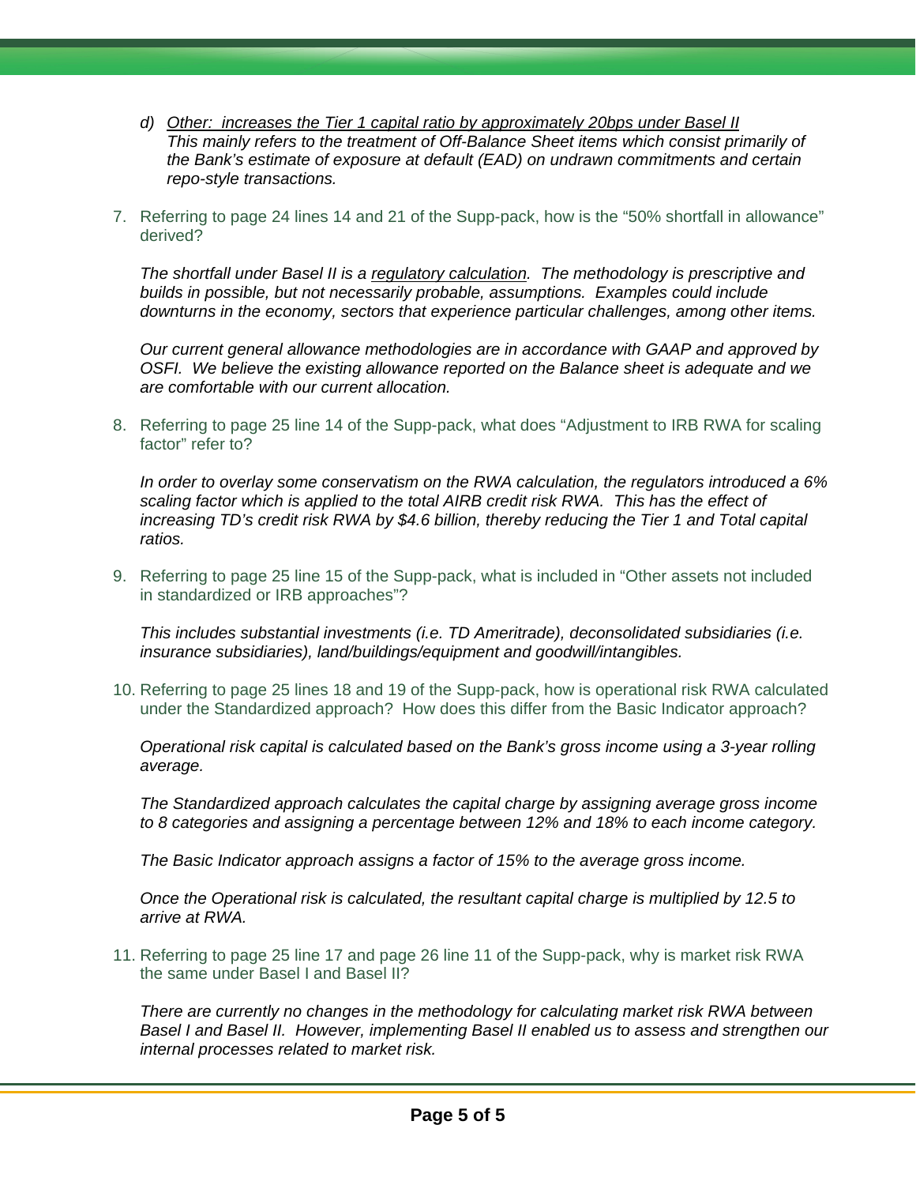d) *<u>Other: increases the Tier 1 capital ratio by approximately 20bps under Basel II</u>*
   *This mainly refers to the treatment of Off-Balance Sheet items which consist primarily of the Bank's estimate of exposure at default (EAD) on undrawn commitments and certain repo-style transactions.*

7. Referring to page 24 lines 14 and 21 of the Supp-pack, how is the "50% shortfall in allowance" derived?

   *The shortfall under Basel II is a <u>regulatory calculation</u>. The methodology is prescriptive and builds in possible, but not necessarily probable, assumptions. Examples could include downturns in the economy, sectors that experience particular challenges, among other items.*

   *Our current general allowance methodologies are in accordance with GAAP and approved by OSFI. We believe the existing allowance reported on the Balance sheet is adequate and we are comfortable with our current allocation.*

8. Referring to page 25 line 14 of the Supp-pack, what does "Adjustment to IRB RWA for scaling factor" refer to?

   *In order to overlay some conservatism on the RWA calculation, the regulators introduced a 6% scaling factor which is applied to the total AIRB credit risk RWA. This has the effect of increasing TD's credit risk RWA by $4.6 billion, thereby reducing the Tier 1 and Total capital ratios.*

9. Referring to page 25 line 15 of the Supp-pack, what is included in "Other assets not included in standardized or IRB approaches"?

   *This includes substantial investments (i.e. TD Ameritrade), deconsolidated subsidiaries (i.e. insurance subsidiaries), land/buildings/equipment and goodwill/intangibles.*

10. Referring to page 25 lines 18 and 19 of the Supp-pack, how is operational risk RWA calculated under the Standardized approach? How does this differ from the Basic Indicator approach?

    *Operational risk capital is calculated based on the Bank's gross income using a 3-year rolling average.*

    *The Standardized approach calculates the capital charge by assigning average gross income to 8 categories and assigning a percentage between 12% and 18% to each income category.*

    *The Basic Indicator approach assigns a factor of 15% to the average gross income.*

    *Once the Operational risk is calculated, the resultant capital charge is multiplied by 12.5 to arrive at RWA.*

11. Referring to page 25 line 17 and page 26 line 11 of the Supp-pack, why is market risk RWA the same under Basel I and Basel II?

    *There are currently no changes in the methodology for calculating market risk RWA between Basel I and Basel II. However, implementing Basel II enabled us to assess and strengthen our internal processes related to market risk.*